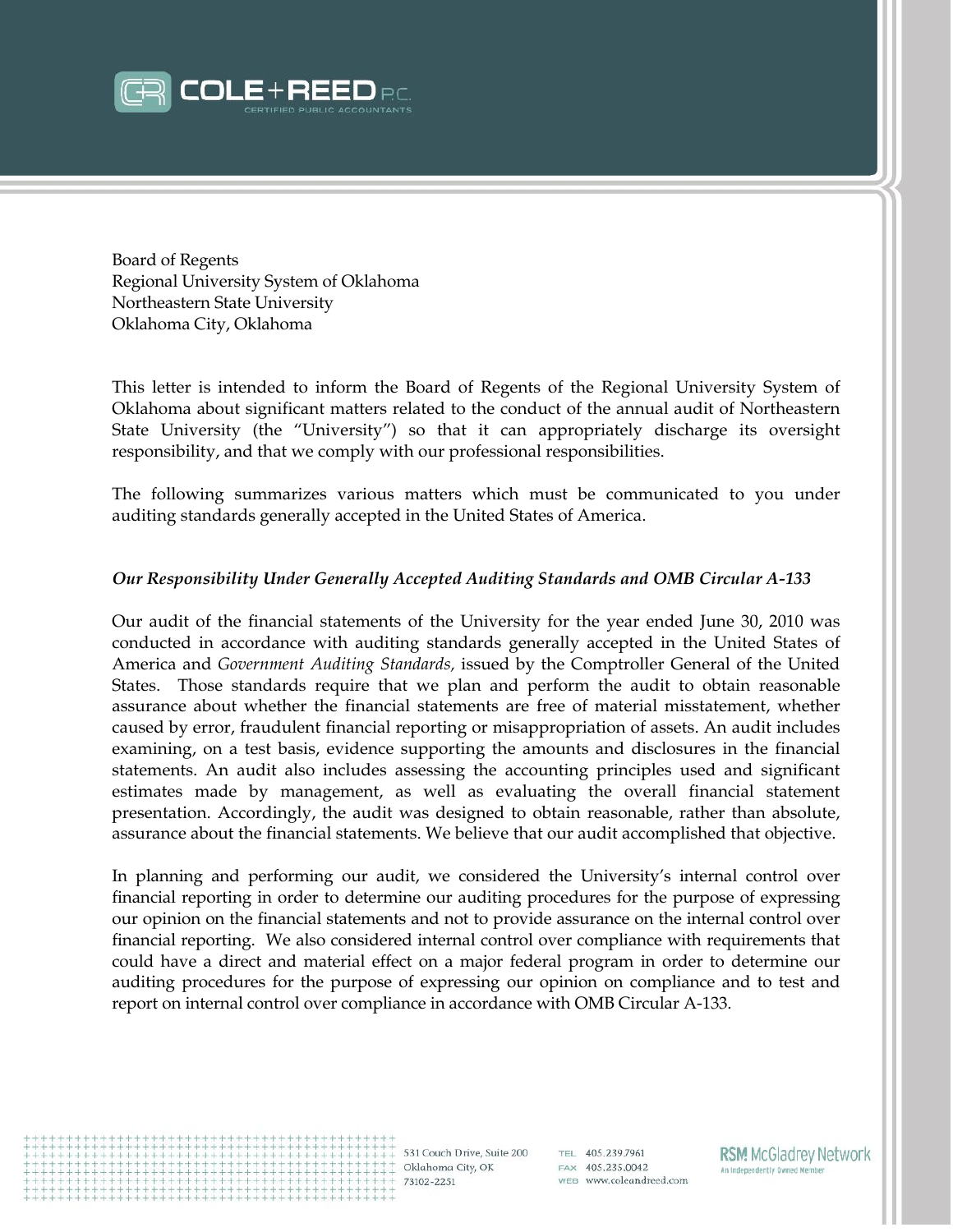Board of Regents
Regional University System of Oklahoma
Northeastern State University
Oklahoma City, Oklahoma

This letter is intended to inform the Board of Regents of the Regional University System of Oklahoma about significant matters related to the conduct of the annual audit of Northeastern State University (the "University") so that it can appropriately discharge its oversight responsibility, and that we comply with our professional responsibilities.

The following summarizes various matters which must be communicated to you under auditing standards generally accepted in the United States of America.

***Our Responsibility Under Generally Accepted Auditing Standards and OMB Circular A-133***

Our audit of the financial statements of the University for the year ended June 30, 2010 was conducted in accordance with auditing standards generally accepted in the United States of America and *Government Auditing Standards,* issued by the Comptroller General of the United States. Those standards require that we plan and perform the audit to obtain reasonable assurance about whether the financial statements are free of material misstatement, whether caused by error, fraudulent financial reporting or misappropriation of assets. An audit includes examining, on a test basis, evidence supporting the amounts and disclosures in the financial statements. An audit also includes assessing the accounting principles used and significant estimates made by management, as well as evaluating the overall financial statement presentation. Accordingly, the audit was designed to obtain reasonable, rather than absolute, assurance about the financial statements. We believe that our audit accomplished that objective.

In planning and performing our audit, we considered the University's internal control over financial reporting in order to determine our auditing procedures for the purpose of expressing our opinion on the financial statements and not to provide assurance on the internal control over financial reporting. We also considered internal control over compliance with requirements that could have a direct and material effect on a major federal program in order to determine our auditing procedures for the purpose of expressing our opinion on compliance and to test and report on internal control over compliance in accordance with OMB Circular A-133.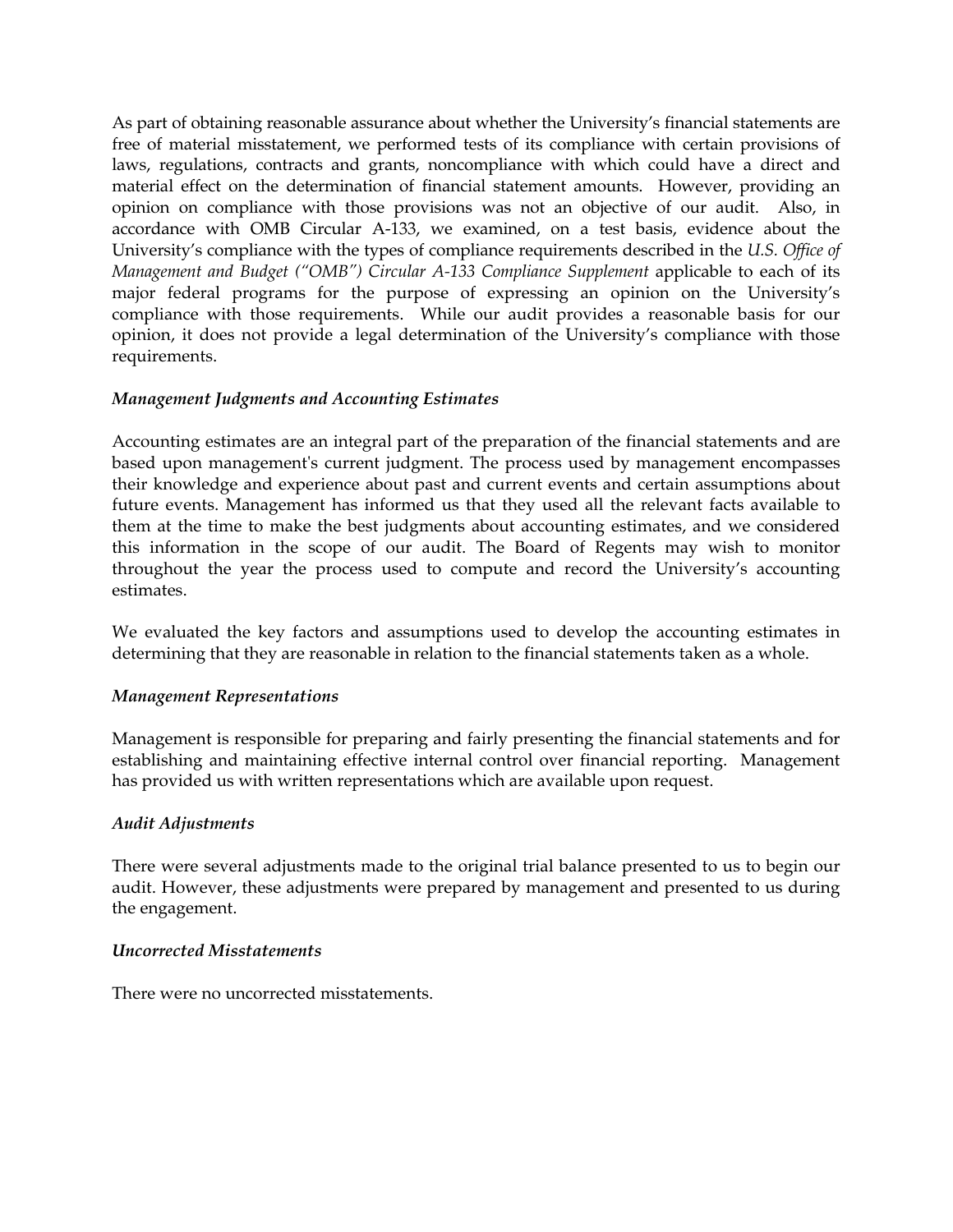As part of obtaining reasonable assurance about whether the University's financial statements are free of material misstatement, we performed tests of its compliance with certain provisions of laws, regulations, contracts and grants, noncompliance with which could have a direct and material effect on the determination of financial statement amounts. However, providing an opinion on compliance with those provisions was not an objective of our audit. Also, in accordance with OMB Circular A-133, we examined, on a test basis, evidence about the University's compliance with the types of compliance requirements described in the *U.S. Office of Management and Budget ("OMB") Circular A-133 Compliance Supplement* applicable to each of its major federal programs for the purpose of expressing an opinion on the University's compliance with those requirements. While our audit provides a reasonable basis for our opinion, it does not provide a legal determination of the University's compliance with those requirements.

***Management Judgments and Accounting Estimates***

Accounting estimates are an integral part of the preparation of the financial statements and are based upon management's current judgment. The process used by management encompasses their knowledge and experience about past and current events and certain assumptions about future events. Management has informed us that they used all the relevant facts available to them at the time to make the best judgments about accounting estimates, and we considered this information in the scope of our audit. The Board of Regents may wish to monitor throughout the year the process used to compute and record the University's accounting estimates.

We evaluated the key factors and assumptions used to develop the accounting estimates in determining that they are reasonable in relation to the financial statements taken as a whole.

***Management Representations***

Management is responsible for preparing and fairly presenting the financial statements and for establishing and maintaining effective internal control over financial reporting. Management has provided us with written representations which are available upon request.

***Audit Adjustments***

There were several adjustments made to the original trial balance presented to us to begin our audit. However, these adjustments were prepared by management and presented to us during the engagement.

***Uncorrected Misstatements***

There were no uncorrected misstatements.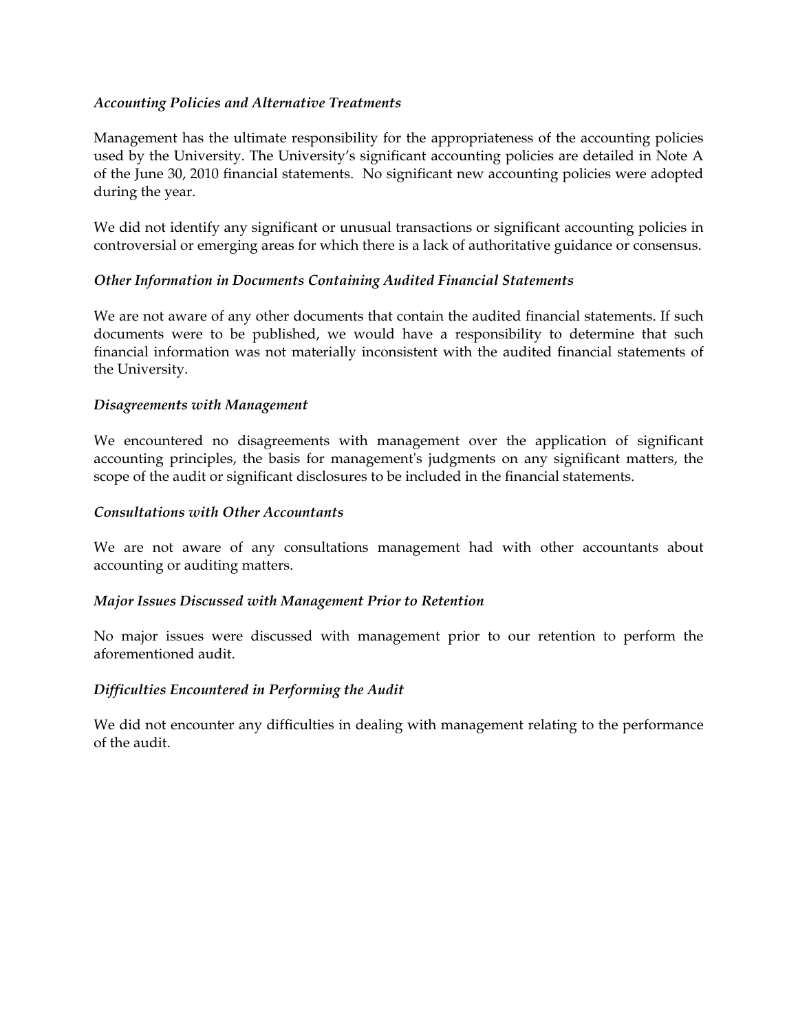*Accounting Policies and Alternative Treatments*

Management has the ultimate responsibility for the appropriateness of the accounting policies used by the University. The University's significant accounting policies are detailed in Note A of the June 30, 2010 financial statements. No significant new accounting policies were adopted during the year.

We did not identify any significant or unusual transactions or significant accounting policies in controversial or emerging areas for which there is a lack of authoritative guidance or consensus.

*Other Information in Documents Containing Audited Financial Statements*

We are not aware of any other documents that contain the audited financial statements. If such documents were to be published, we would have a responsibility to determine that such financial information was not materially inconsistent with the audited financial statements of the University.

*Disagreements with Management*

We encountered no disagreements with management over the application of significant accounting principles, the basis for management's judgments on any significant matters, the scope of the audit or significant disclosures to be included in the financial statements.

*Consultations with Other Accountants*

We are not aware of any consultations management had with other accountants about accounting or auditing matters.

*Major Issues Discussed with Management Prior to Retention*

No major issues were discussed with management prior to our retention to perform the aforementioned audit.

*Difficulties Encountered in Performing the Audit*

We did not encounter any difficulties in dealing with management relating to the performance of the audit.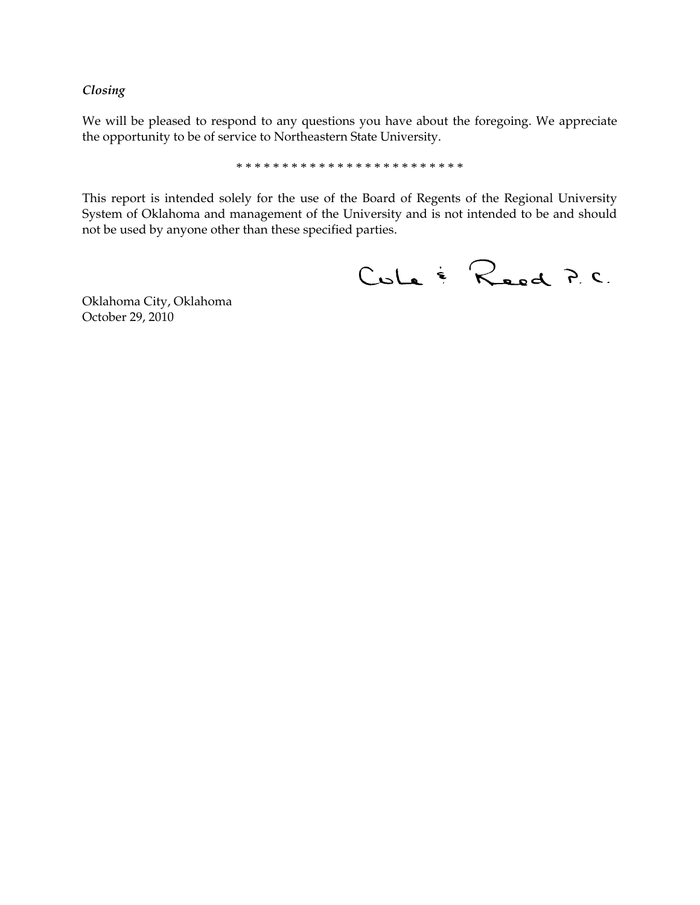*Closing*

We will be pleased to respond to any questions you have about the foregoing. We appreciate the opportunity to be of service to Northeastern State University.

* * * * * * * * * * * * * * * * * * * * * * * * *

This report is intended solely for the use of the Board of Regents of the Regional University System of Oklahoma and management of the University and is not intended to be and should not be used by anyone other than these specified parties.

Cole & Reed P.C.

Oklahoma City, Oklahoma
October 29, 2010